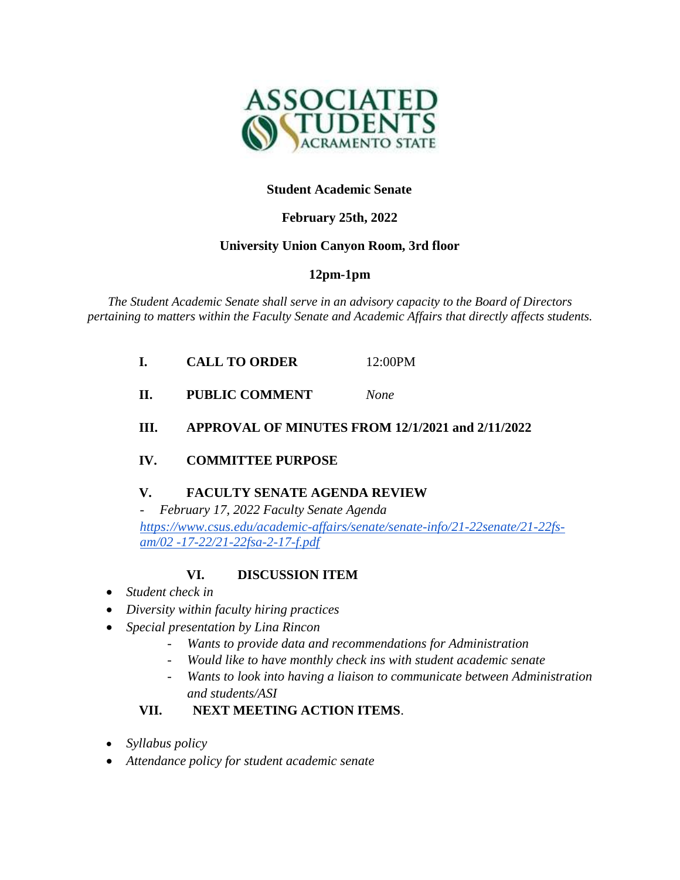# Student Academic Senate

**February 25th, 2022**

**University Union Canyon Room, 3rd floor**

**12pm-1pm**

*The Student Academic Senate shall serve in an advisory capacity to the Board of Directors pertaining to matters within the Faculty Senate and Academic Affairs that directly affects students.*

**I. CALL TO ORDER** 12:00PM

**II. PUBLIC COMMENT** *None*

**III. APPROVAL OF MINUTES FROM 12/1/2021 and 2/11/2022**

**IV. COMMITTEE PURPOSE**

**V. FACULTY SENATE AGENDA REVIEW**

- *February 17, 2022 Faculty Senate Agenda* [https://www.csus.edu/academic-affairs/senate/senate-info/21-22senate/21-22fs-am/02 -17-22/21-22fsa-2-17-f.pdf](https://www.csus.edu/academic-affairs/senate/senate-info/21-22senate/21-22fs-am/02-17-22/21-22fsa-2-17-f.pdf)

**VI. DISCUSSION ITEM**

- *Student check in*
- *Diversity within faculty hiring practices*
- *Special presentation by Lina Rincon*
  - *Wants to provide data and recommendations for Administration*
  - *Would like to have monthly check ins with student academic senate*
  - *Wants to look into having a liaison to communicate between Administration and students/ASI*

**VII. NEXT MEETING ACTION ITEMS**.

- *Syllabus policy*
- *Attendance policy for student academic senate*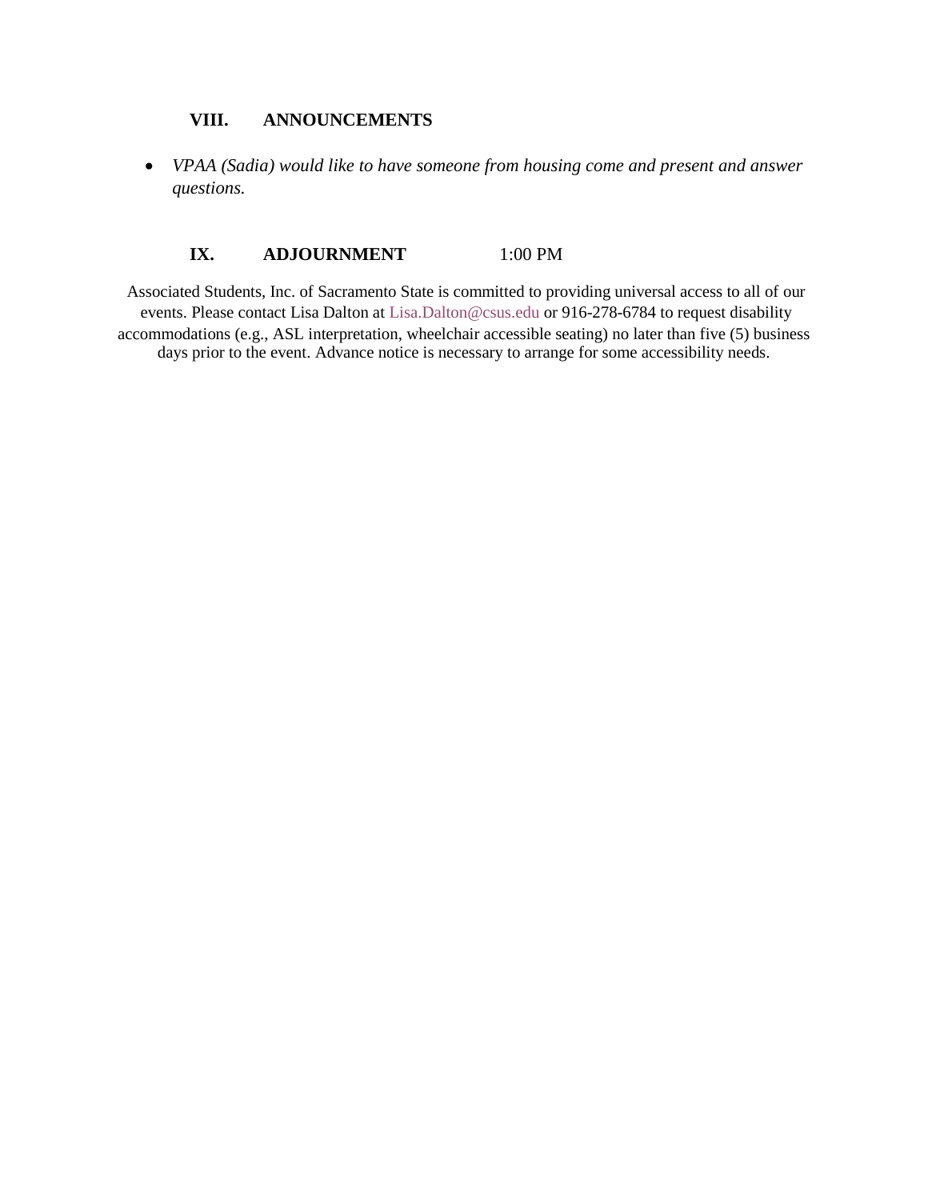## VIII. ANNOUNCEMENTS

- *VPAA (Sadia) would like to have someone from housing come and present and answer questions.*

## IX. ADJOURNMENT 1:00 PM

Associated Students, Inc. of Sacramento State is committed to providing universal access to all of our events. Please contact Lisa Dalton at Lisa.Dalton@csus.edu or 916-278-6784 to request disability accommodations (e.g., ASL interpretation, wheelchair accessible seating) no later than five (5) business days prior to the event. Advance notice is necessary to arrange for some accessibility needs.